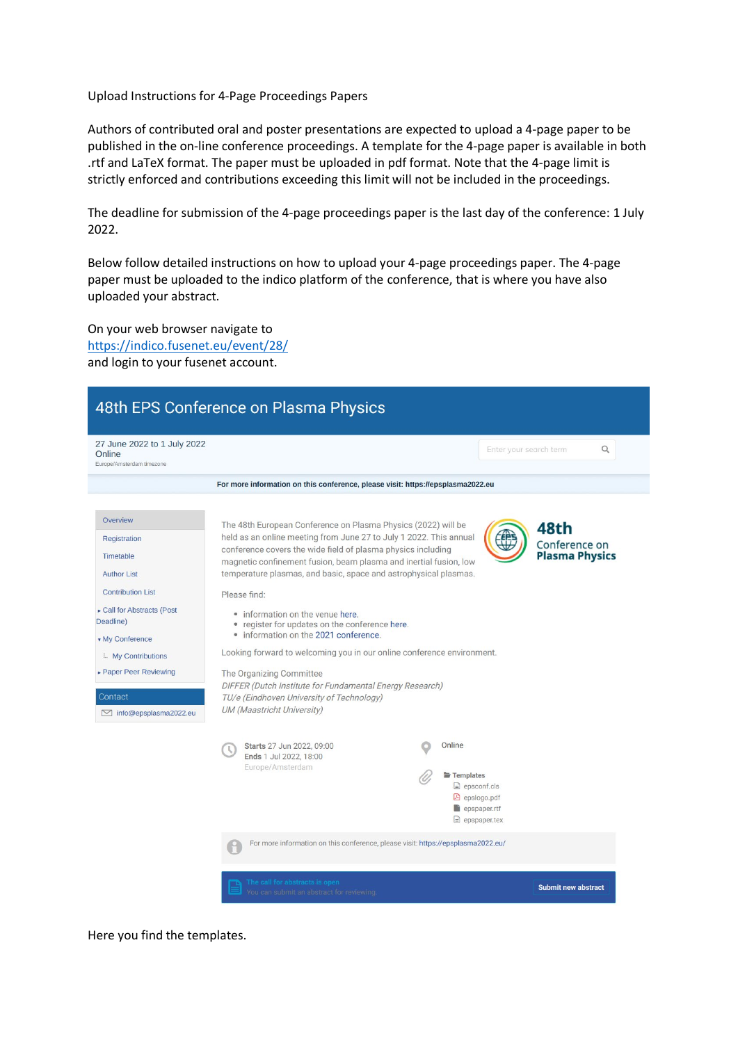Upload Instructions for 4-Page Proceedings Papers

Authors of contributed oral and poster presentations are expected to upload a 4-page paper to be published in the on-line conference proceedings. A template for the 4-page paper is available in both .rtf and LaTeX format. The paper must be uploaded in pdf format. Note that the 4-page limit is strictly enforced and contributions exceeding this limit will not be included in the proceedings.

The deadline for submission of the 4-page proceedings paper is the last day of the conference: 1 July 2022.

Below follow detailed instructions on how to upload your 4-page proceedings paper. The 4-page paper must be uploaded to the indico platform of the conference, that is where you have also uploaded your abstract.

On your web browser navigate to
https://indico.fusenet.eu/event/28/
and login to your fusenet account.

Here you find the templates.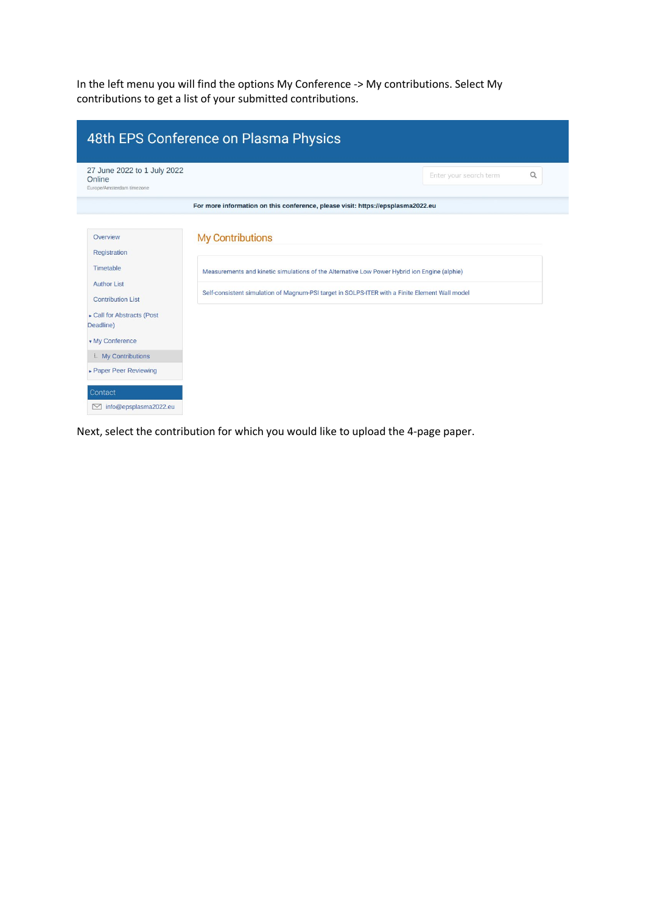In the left menu you will find the options My Conference -> My contributions. Select My contributions to get a list of your submitted contributions.

48th EPS Conference on Plasma Physics

27 June 2022 to 1 July 2022
Online
Europe/Amsterdam timezone

Enter your search term

**For more information on this conference, please visit: https://epsplasma2022.eu**

- Overview
- Registration
- Timetable
- Author List
- Contribution List
- Call for Abstracts (Post Deadline)
- My Conference
  - My Contributions
- Paper Peer Reviewing

Contact

info@epsplasma2022.eu

My Contributions

- Measurements and kinetic simulations of the Alternative Low Power Hybrid ion Engine (alphie)
- Self-consistent simulation of Magnum-PSI target in SOLPS-ITER with a Finite Element Wall model

Next, select the contribution for which you would like to upload the 4-page paper.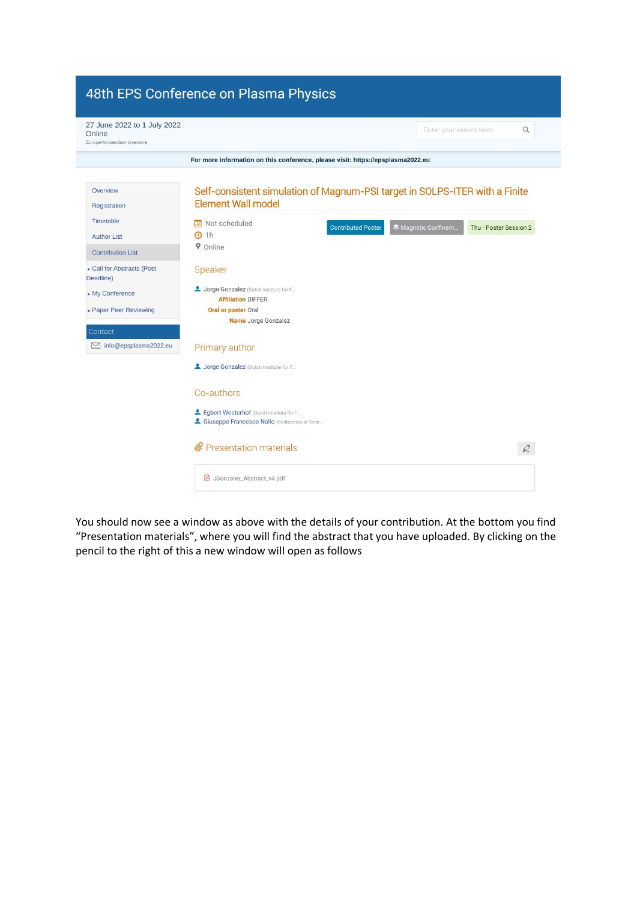# 48th EPS Conference on Plasma Physics

27 June 2022 to 1 July 2022
Online
Europe/Amsterdam timezone

Enter your search term

**For more information on this conference, please visit: https://epsplasma2022.eu**

- Overview
- Registration
- Timetable
- Author List
- Contribution List
- Call for Abstracts (Post Deadline)
- My Conference
- Paper Peer Reviewing

Contact

info@epsplasma2022.eu

## Self-consistent simulation of Magnum-PSI target in SOLPS-ITER with a Finite Element Wall model

Not scheduled
1h
Online

Contributed Poster | Magnetic Confinem... | Thu - Poster Session 2

### Speaker

Jorge Gonzalez (Dutch Institute for F...

**Affiliation** DIFFER
**Oral or poster** Oral
**Name** Jorge Gonzalez

### Primary author

Jorge Gonzalez (Dutch Institute for F...

### Co-authors

Egbert Westerhof (Dutch Institute for F...
Giuseppe Francesco Nallo (Politecnico di Torin...

### Presentation materials

JGonzalez_Abstract_v4.pdf

You should now see a window as above with the details of your contribution. At the bottom you find “Presentation materials”, where you will find the abstract that you have uploaded. By clicking on the pencil to the right of this a new window will open as follows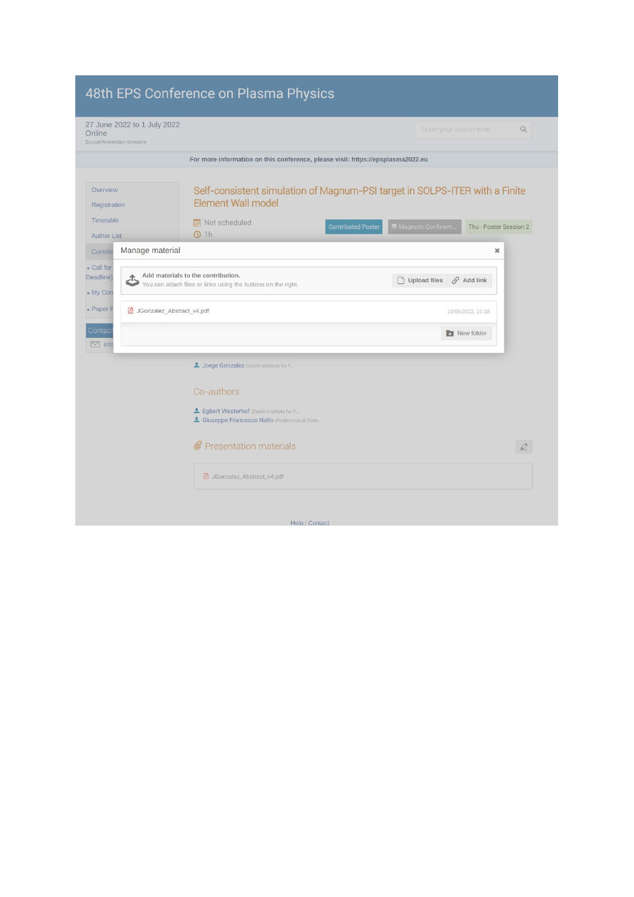# 48th EPS Conference on Plasma Physics

27 June 2022 to 1 July 2022
Online
Europe/Amsterdam timezone

Enter your search term

**For more information on this conference, please visit: https://epsplasma2022.eu**

- Overview
- Registration
- Timetable
- Author List
- Contrib
- Call for Deadline)
- My Con
- Paper F

Contact
info

## Self-consistent simulation of Magnum-PSI target in SOLPS-ITER with a Finite Element Wall model

Not scheduled
1h

Contributed Poster | Magnetic Confinem... | Thu - Poster Session 2

### Manage material

**Add materials to the contribution.**
You can attach files or links using the buttons on the right.

Upload files | Add link

JGonzalez_Abstract_v4.pdf — 10/05/2022, 10:18

New folder

Jorge Gonzalez (Dutch Institute for F...

### Co-authors

Egbert Westerhof (Dutch Institute for F...
Giuseppe Francesco Nallo (Politecnico di Torin...

### Presentation materials

JGonzalez_Abstract_v4.pdf

Help | Contact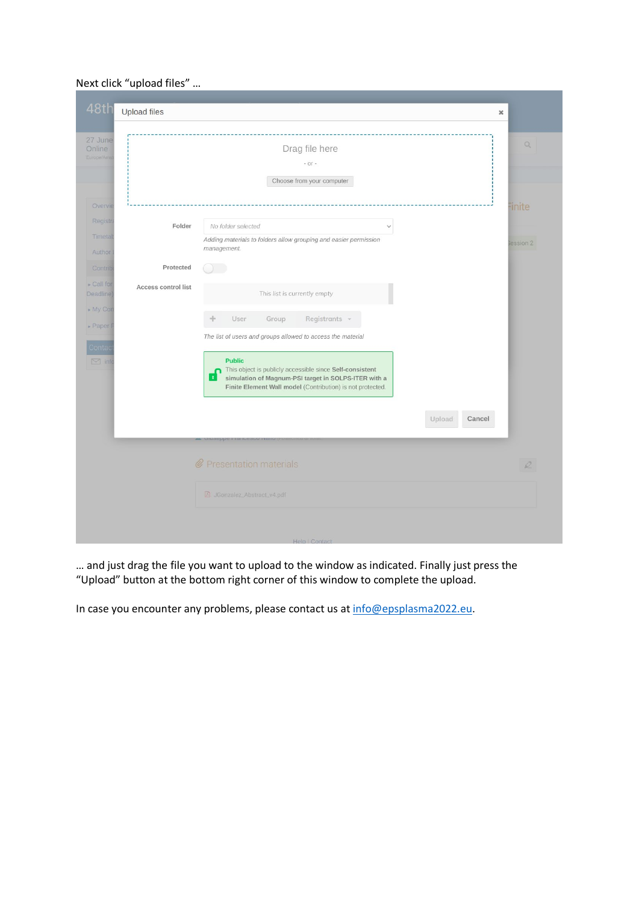Next click "upload files" …

… and just drag the file you want to upload to the window as indicated. Finally just press the "Upload" button at the bottom right corner of this window to complete the upload.

In case you encounter any problems, please contact us at info@epsplasma2022.eu.